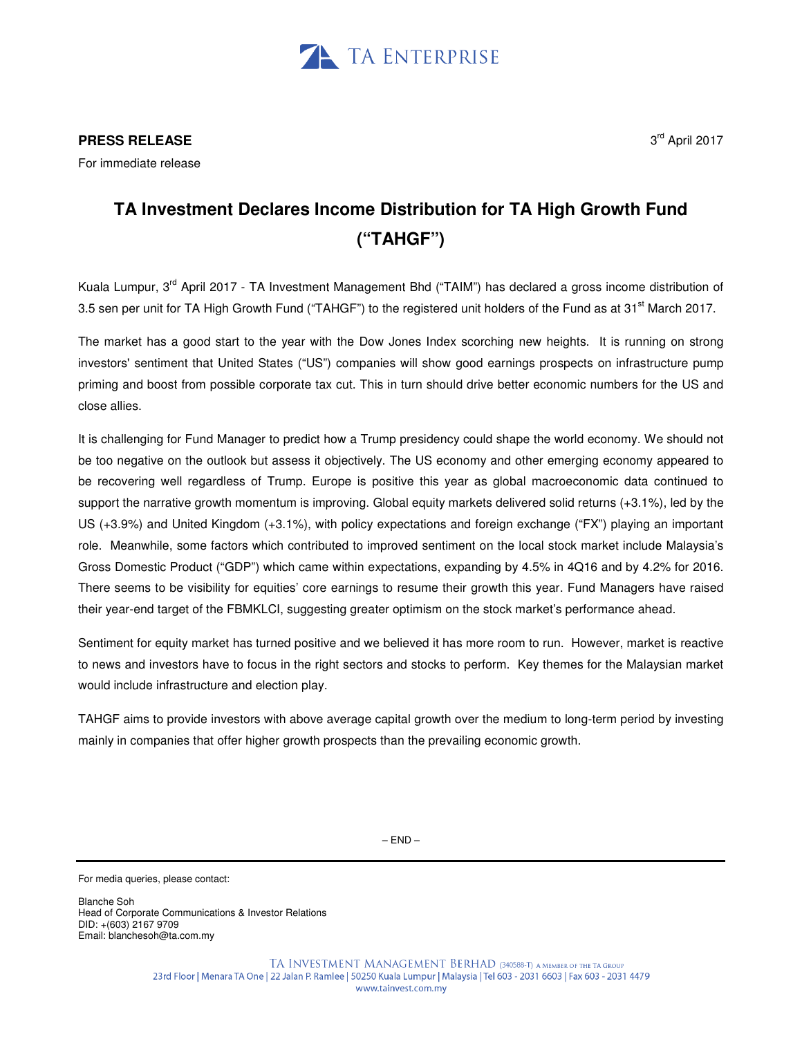TA ENTERPRISE

**PRESS RELEASE**

For immediate release

3rd April 2017

# TA Investment Declares Income Distribution for TA High Growth Fund ("TAHGF")

Kuala Lumpur, 3rd April 2017 - TA Investment Management Bhd ("TAIM") has declared a gross income distribution of 3.5 sen per unit for TA High Growth Fund ("TAHGF") to the registered unit holders of the Fund as at 31st March 2017.

The market has a good start to the year with the Dow Jones Index scorching new heights. It is running on strong investors' sentiment that United States ("US") companies will show good earnings prospects on infrastructure pump priming and boost from possible corporate tax cut. This in turn should drive better economic numbers for the US and close allies.

It is challenging for Fund Manager to predict how a Trump presidency could shape the world economy. We should not be too negative on the outlook but assess it objectively. The US economy and other emerging economy appeared to be recovering well regardless of Trump. Europe is positive this year as global macroeconomic data continued to support the narrative growth momentum is improving. Global equity markets delivered solid returns (+3.1%), led by the US (+3.9%) and United Kingdom (+3.1%), with policy expectations and foreign exchange ("FX") playing an important role. Meanwhile, some factors which contributed to improved sentiment on the local stock market include Malaysia's Gross Domestic Product ("GDP") which came within expectations, expanding by 4.5% in 4Q16 and by 4.2% for 2016. There seems to be visibility for equities' core earnings to resume their growth this year. Fund Managers have raised their year-end target of the FBMKLCI, suggesting greater optimism on the stock market's performance ahead.

Sentiment for equity market has turned positive and we believed it has more room to run. However, market is reactive to news and investors have to focus in the right sectors and stocks to perform. Key themes for the Malaysian market would include infrastructure and election play.

TAHGF aims to provide investors with above average capital growth over the medium to long-term period by investing mainly in companies that offer higher growth prospects than the prevailing economic growth.

– END –

For media queries, please contact:

Blanche Soh
Head of Corporate Communications & Investor Relations
DID: +(603) 2167 9709
Email: blanchesoh@ta.com.my

TA INVESTMENT MANAGEMENT BERHAD (340588-T) A MEMBER OF THE TA GROUP
23rd Floor | Menara TA One | 22 Jalan P. Ramlee | 50250 Kuala Lumpur | Malaysia | Tel 603 - 2031 6603 | Fax 603 - 2031 4479
www.tainvest.com.my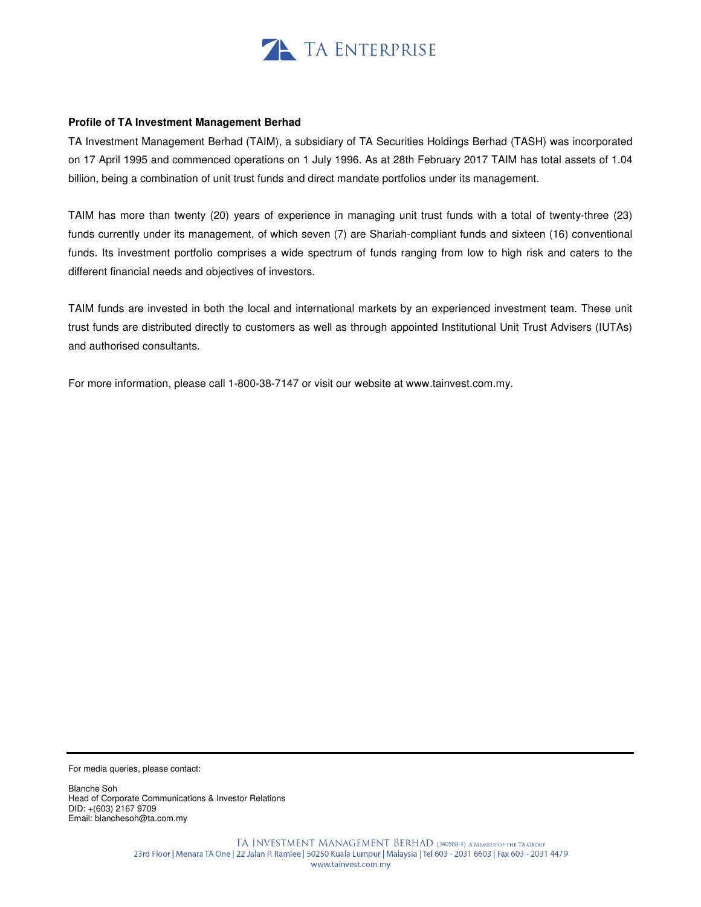**Profile of TA Investment Management Berhad**

TA Investment Management Berhad (TAIM), a subsidiary of TA Securities Holdings Berhad (TASH) was incorporated on 17 April 1995 and commenced operations on 1 July 1996. As at 28th February 2017 TAIM has total assets of 1.04 billion, being a combination of unit trust funds and direct mandate portfolios under its management.

TAIM has more than twenty (20) years of experience in managing unit trust funds with a total of twenty-three (23) funds currently under its management, of which seven (7) are Shariah-compliant funds and sixteen (16) conventional funds. Its investment portfolio comprises a wide spectrum of funds ranging from low to high risk and caters to the different financial needs and objectives of investors.

TAIM funds are invested in both the local and international markets by an experienced investment team. These unit trust funds are distributed directly to customers as well as through appointed Institutional Unit Trust Advisers (IUTAs) and authorised consultants.

For more information, please call 1-800-38-7147 or visit our website at www.tainvest.com.my.

---

For media queries, please contact:

Blanche Soh
Head of Corporate Communications & Investor Relations
DID: +(603) 2167 9709
Email: blanchesoh@ta.com.my